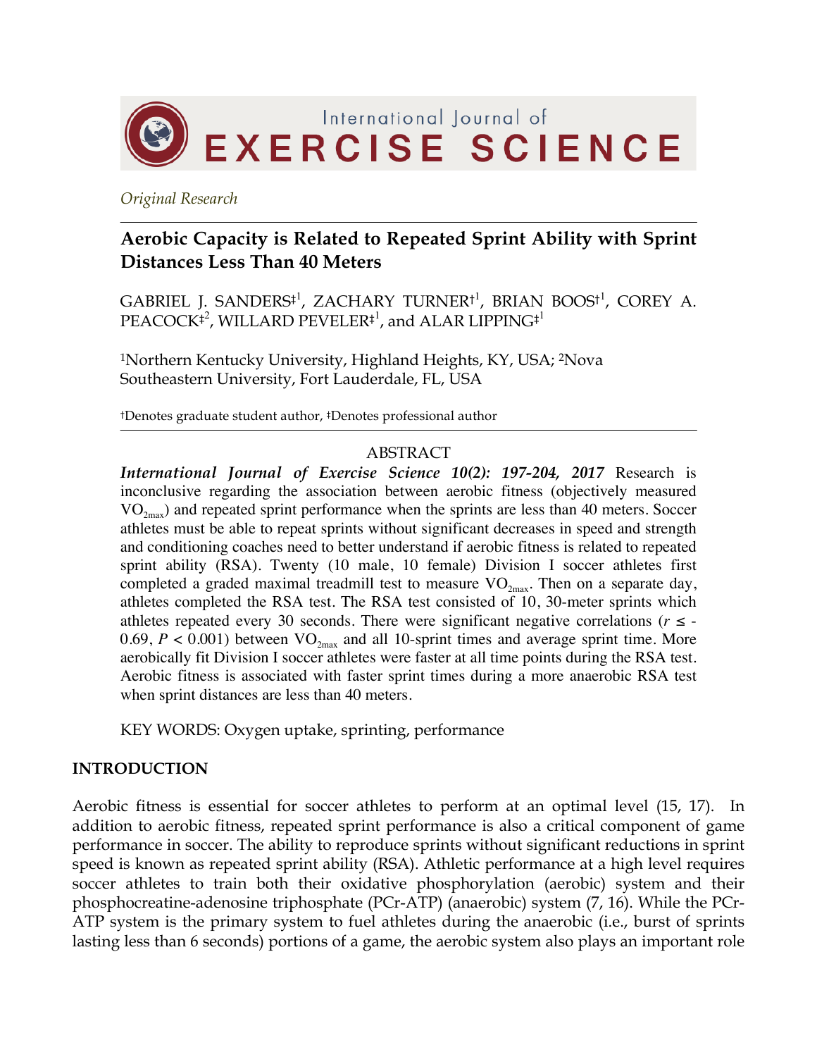Original Research

# Aerobic Capacity is Related to Repeated Sprint Ability with Sprint Distances Less Than 40 Meters

GABRIEL J. SANDERS‡[1], ZACHARY TURNER†[1], BRIAN BOOS†[1], COREY A. PEACOCK‡[2], WILLARD PEVELER‡[1], and ALAR LIPPING‡[1]

[1]Northern Kentucky University, Highland Heights, KY, USA; [2]Nova Southeastern University, Fort Lauderdale, FL, USA

†Denotes graduate student author, ‡Denotes professional author

## ABSTRACT

***International Journal of Exercise Science 10(2): 197-204, 2017*** Research is inconclusive regarding the association between aerobic fitness (objectively measured $VO_{2max}$) and repeated sprint performance when the sprints are less than 40 meters. Soccer athletes must be able to repeat sprints without significant decreases in speed and strength and conditioning coaches need to better understand if aerobic fitness is related to repeated sprint ability (RSA). Twenty (10 male, 10 female) Division I soccer athletes first completed a graded maximal treadmill test to measure $VO_{2max}$. Then on a separate day, athletes completed the RSA test. The RSA test consisted of 10, 30-meter sprints which athletes repeated every 30 seconds. There were significant negative correlations ($r \leq -0.69$, $P < 0.001$) between $VO_{2max}$ and all 10-sprint times and average sprint time. More aerobically fit Division I soccer athletes were faster at all time points during the RSA test. Aerobic fitness is associated with faster sprint times during a more anaerobic RSA test when sprint distances are less than 40 meters.

KEY WORDS: Oxygen uptake, sprinting, performance

## INTRODUCTION

Aerobic fitness is essential for soccer athletes to perform at an optimal level (15, 17). In addition to aerobic fitness, repeated sprint performance is also a critical component of game performance in soccer. The ability to reproduce sprints without significant reductions in sprint speed is known as repeated sprint ability (RSA). Athletic performance at a high level requires soccer athletes to train both their oxidative phosphorylation (aerobic) system and their phosphocreatine-adenosine triphosphate (PCr-ATP) (anaerobic) system (7, 16). While the PCr-ATP system is the primary system to fuel athletes during the anaerobic (i.e., burst of sprints lasting less than 6 seconds) portions of a game, the aerobic system also plays an important role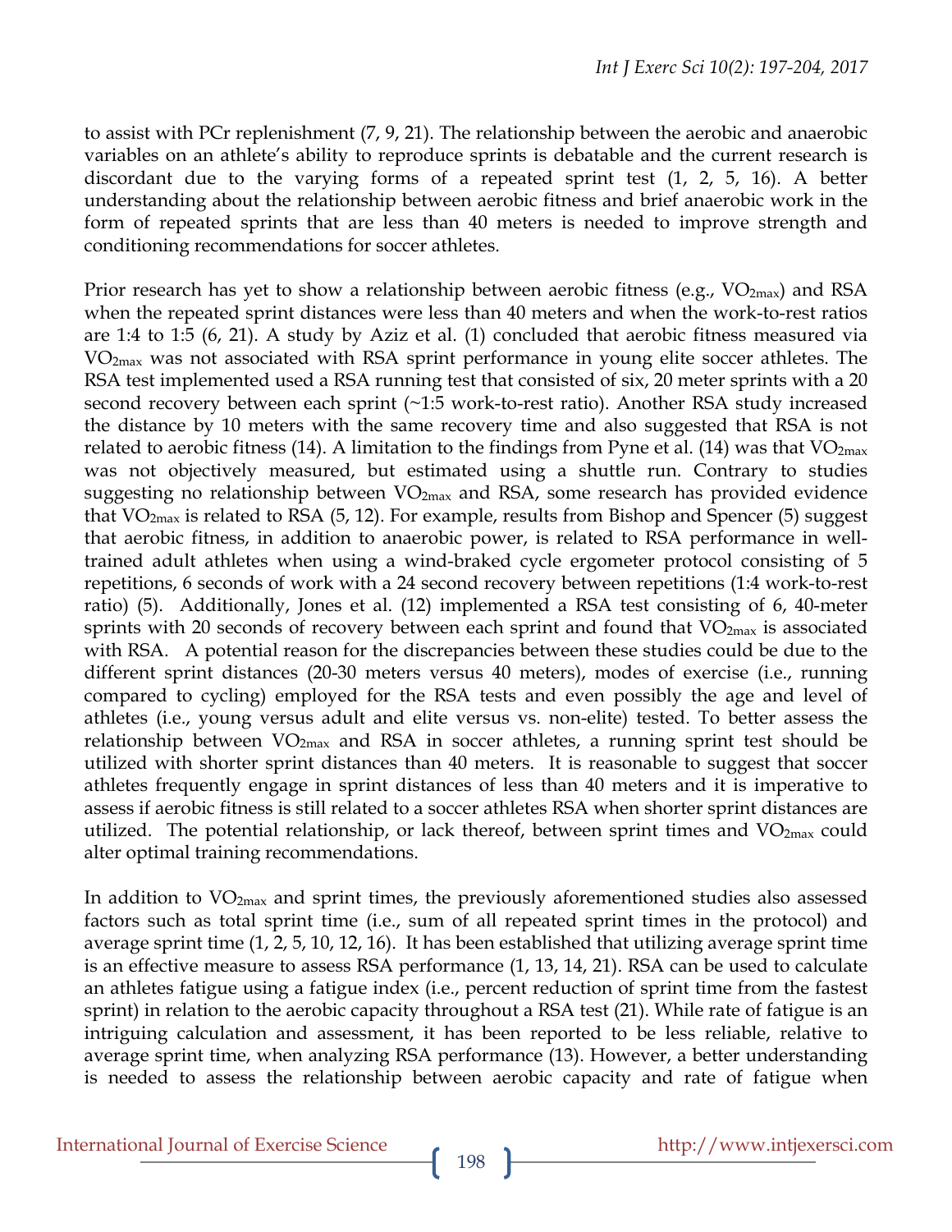to assist with PCr replenishment (7, 9, 21). The relationship between the aerobic and anaerobic variables on an athlete's ability to reproduce sprints is debatable and the current research is discordant due to the varying forms of a repeated sprint test (1, 2, 5, 16). A better understanding about the relationship between aerobic fitness and brief anaerobic work in the form of repeated sprints that are less than 40 meters is needed to improve strength and conditioning recommendations for soccer athletes.

Prior research has yet to show a relationship between aerobic fitness (e.g., $VO_{2max}$) and RSA when the repeated sprint distances were less than 40 meters and when the work-to-rest ratios are 1:4 to 1:5 (6, 21). A study by Aziz et al. (1) concluded that aerobic fitness measured via $VO_{2max}$ was not associated with RSA sprint performance in young elite soccer athletes. The RSA test implemented used a RSA running test that consisted of six, 20 meter sprints with a 20 second recovery between each sprint (~1:5 work-to-rest ratio). Another RSA study increased the distance by 10 meters with the same recovery time and also suggested that RSA is not related to aerobic fitness (14). A limitation to the findings from Pyne et al. (14) was that $VO_{2max}$ was not objectively measured, but estimated using a shuttle run. Contrary to studies suggesting no relationship between $VO_{2max}$ and RSA, some research has provided evidence that $VO_{2max}$ is related to RSA (5, 12). For example, results from Bishop and Spencer (5) suggest that aerobic fitness, in addition to anaerobic power, is related to RSA performance in well-trained adult athletes when using a wind-braked cycle ergometer protocol consisting of 5 repetitions, 6 seconds of work with a 24 second recovery between repetitions (1:4 work-to-rest ratio) (5). Additionally, Jones et al. (12) implemented a RSA test consisting of 6, 40-meter sprints with 20 seconds of recovery between each sprint and found that $VO_{2max}$ is associated with RSA. A potential reason for the discrepancies between these studies could be due to the different sprint distances (20-30 meters versus 40 meters), modes of exercise (i.e., running compared to cycling) employed for the RSA tests and even possibly the age and level of athletes (i.e., young versus adult and elite versus vs. non-elite) tested. To better assess the relationship between $VO_{2max}$ and RSA in soccer athletes, a running sprint test should be utilized with shorter sprint distances than 40 meters. It is reasonable to suggest that soccer athletes frequently engage in sprint distances of less than 40 meters and it is imperative to assess if aerobic fitness is still related to a soccer athletes RSA when shorter sprint distances are utilized. The potential relationship, or lack thereof, between sprint times and $VO_{2max}$ could alter optimal training recommendations.

In addition to $VO_{2max}$ and sprint times, the previously aforementioned studies also assessed factors such as total sprint time (i.e., sum of all repeated sprint times in the protocol) and average sprint time (1, 2, 5, 10, 12, 16). It has been established that utilizing average sprint time is an effective measure to assess RSA performance (1, 13, 14, 21). RSA can be used to calculate an athletes fatigue using a fatigue index (i.e., percent reduction of sprint time from the fastest sprint) in relation to the aerobic capacity throughout a RSA test (21). While rate of fatigue is an intriguing calculation and assessment, it has been reported to be less reliable, relative to average sprint time, when analyzing RSA performance (13). However, a better understanding is needed to assess the relationship between aerobic capacity and rate of fatigue when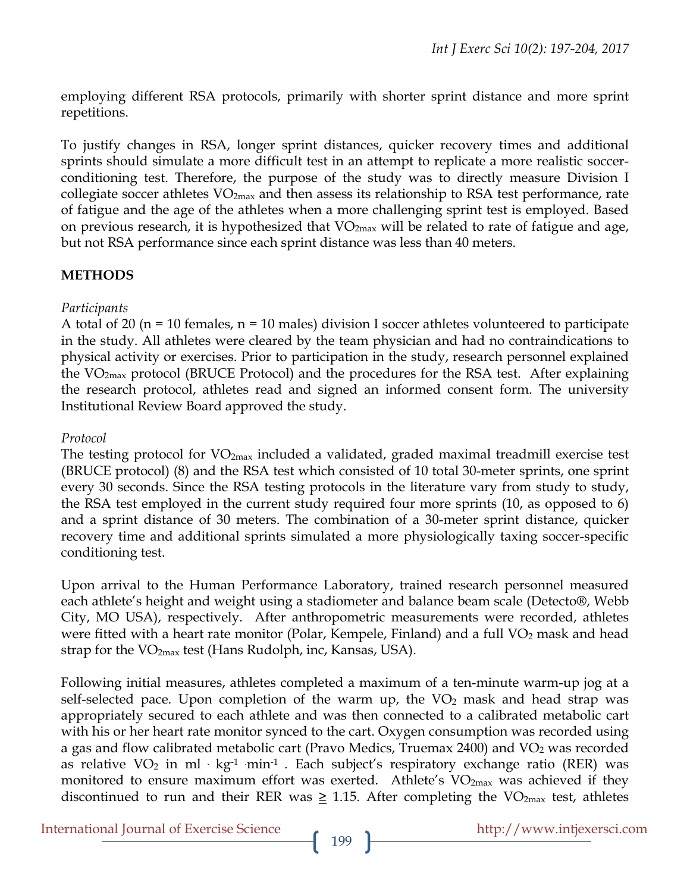employing different RSA protocols, primarily with shorter sprint distance and more sprint repetitions.

To justify changes in RSA, longer sprint distances, quicker recovery times and additional sprints should simulate a more difficult test in an attempt to replicate a more realistic soccer-conditioning test. Therefore, the purpose of the study was to directly measure Division I collegiate soccer athletes $VO_{2max}$ and then assess its relationship to RSA test performance, rate of fatigue and the age of the athletes when a more challenging sprint test is employed. Based on previous research, it is hypothesized that $VO_{2max}$ will be related to rate of fatigue and age, but not RSA performance since each sprint distance was less than 40 meters.

## METHODS

*Participants*

A total of 20 (n = 10 females, n = 10 males) division I soccer athletes volunteered to participate in the study. All athletes were cleared by the team physician and had no contraindications to physical activity or exercises. Prior to participation in the study, research personnel explained the $VO_{2max}$ protocol (BRUCE Protocol) and the procedures for the RSA test. After explaining the research protocol, athletes read and signed an informed consent form. The university Institutional Review Board approved the study.

*Protocol*

The testing protocol for $VO_{2max}$ included a validated, graded maximal treadmill exercise test (BRUCE protocol) (8) and the RSA test which consisted of 10 total 30-meter sprints, one sprint every 30 seconds. Since the RSA testing protocols in the literature vary from study to study, the RSA test employed in the current study required four more sprints (10, as opposed to 6) and a sprint distance of 30 meters. The combination of a 30-meter sprint distance, quicker recovery time and additional sprints simulated a more physiologically taxing soccer-specific conditioning test.

Upon arrival to the Human Performance Laboratory, trained research personnel measured each athlete's height and weight using a stadiometer and balance beam scale (Detecto®, Webb City, MO USA), respectively. After anthropometric measurements were recorded, athletes were fitted with a heart rate monitor (Polar, Kempele, Finland) and a full $VO_2$ mask and head strap for the $VO_{2max}$ test (Hans Rudolph, inc, Kansas, USA).

Following initial measures, athletes completed a maximum of a ten-minute warm-up jog at a self-selected pace. Upon completion of the warm up, the $VO_2$ mask and head strap was appropriately secured to each athlete and was then connected to a calibrated metabolic cart with his or her heart rate monitor synced to the cart. Oxygen consumption was recorded using a gas and flow calibrated metabolic cart (Pravo Medics, Truemax 2400) and $VO_2$ was recorded as relative $VO_2$ in $ml \cdot kg^{-1} \cdot min^{-1}$ . Each subject's respiratory exchange ratio (RER) was monitored to ensure maximum effort was exerted. Athlete's $VO_{2max}$ was achieved if they discontinued to run and their RER was $\geqq$ 1.15. After completing the $VO_{2max}$ test, athletes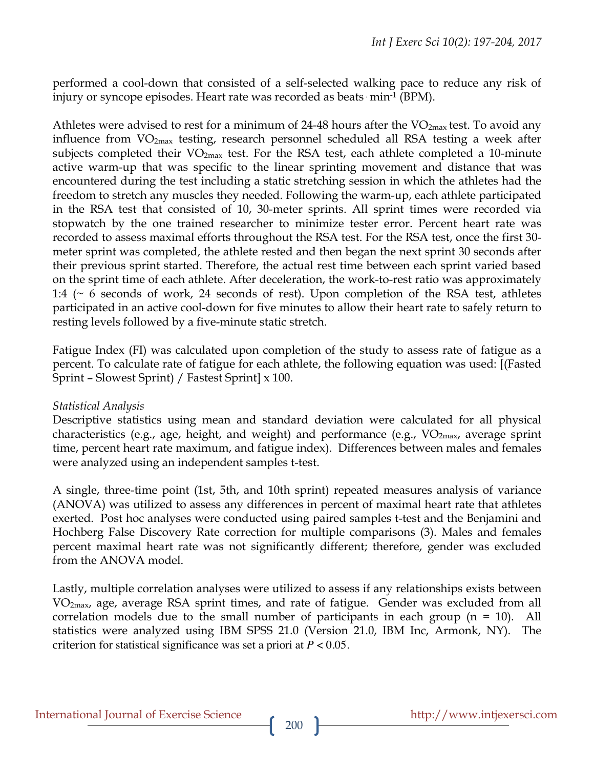performed a cool-down that consisted of a self-selected walking pace to reduce any risk of injury or syncope episodes. Heart rate was recorded as beats · $min^{-1}$ (BPM).

Athletes were advised to rest for a minimum of 24-48 hours after the $VO_{2max}$ test. To avoid any influence from $VO_{2max}$ testing, research personnel scheduled all RSA testing a week after subjects completed their $VO_{2max}$ test. For the RSA test, each athlete completed a 10-minute active warm-up that was specific to the linear sprinting movement and distance that was encountered during the test including a static stretching session in which the athletes had the freedom to stretch any muscles they needed. Following the warm-up, each athlete participated in the RSA test that consisted of 10, 30-meter sprints. All sprint times were recorded via stopwatch by the one trained researcher to minimize tester error. Percent heart rate was recorded to assess maximal efforts throughout the RSA test. For the RSA test, once the first 30-meter sprint was completed, the athlete rested and then began the next sprint 30 seconds after their previous sprint started. Therefore, the actual rest time between each sprint varied based on the sprint time of each athlete. After deceleration, the work-to-rest ratio was approximately 1:4 (~ 6 seconds of work, 24 seconds of rest). Upon completion of the RSA test, athletes participated in an active cool-down for five minutes to allow their heart rate to safely return to resting levels followed by a five-minute static stretch.

Fatigue Index (FI) was calculated upon completion of the study to assess rate of fatigue as a percent. To calculate rate of fatigue for each athlete, the following equation was used: [(Fasted Sprint – Slowest Sprint) / Fastest Sprint] x 100.

*Statistical Analysis*

Descriptive statistics using mean and standard deviation were calculated for all physical characteristics (e.g., age, height, and weight) and performance (e.g., $VO_{2max}$, average sprint time, percent heart rate maximum, and fatigue index). Differences between males and females were analyzed using an independent samples t-test.

A single, three-time point (1st, 5th, and 10th sprint) repeated measures analysis of variance (ANOVA) was utilized to assess any differences in percent of maximal heart rate that athletes exerted. Post hoc analyses were conducted using paired samples t-test and the Benjamini and Hochberg False Discovery Rate correction for multiple comparisons (3). Males and females percent maximal heart rate was not significantly different; therefore, gender was excluded from the ANOVA model.

Lastly, multiple correlation analyses were utilized to assess if any relationships exists between $VO_{2max}$, age, average RSA sprint times, and rate of fatigue. Gender was excluded from all correlation models due to the small number of participants in each group (n = 10). All statistics were analyzed using IBM SPSS 21.0 (Version 21.0, IBM Inc, Armonk, NY). The criterion for statistical significance was set a priori at $P < 0.05$.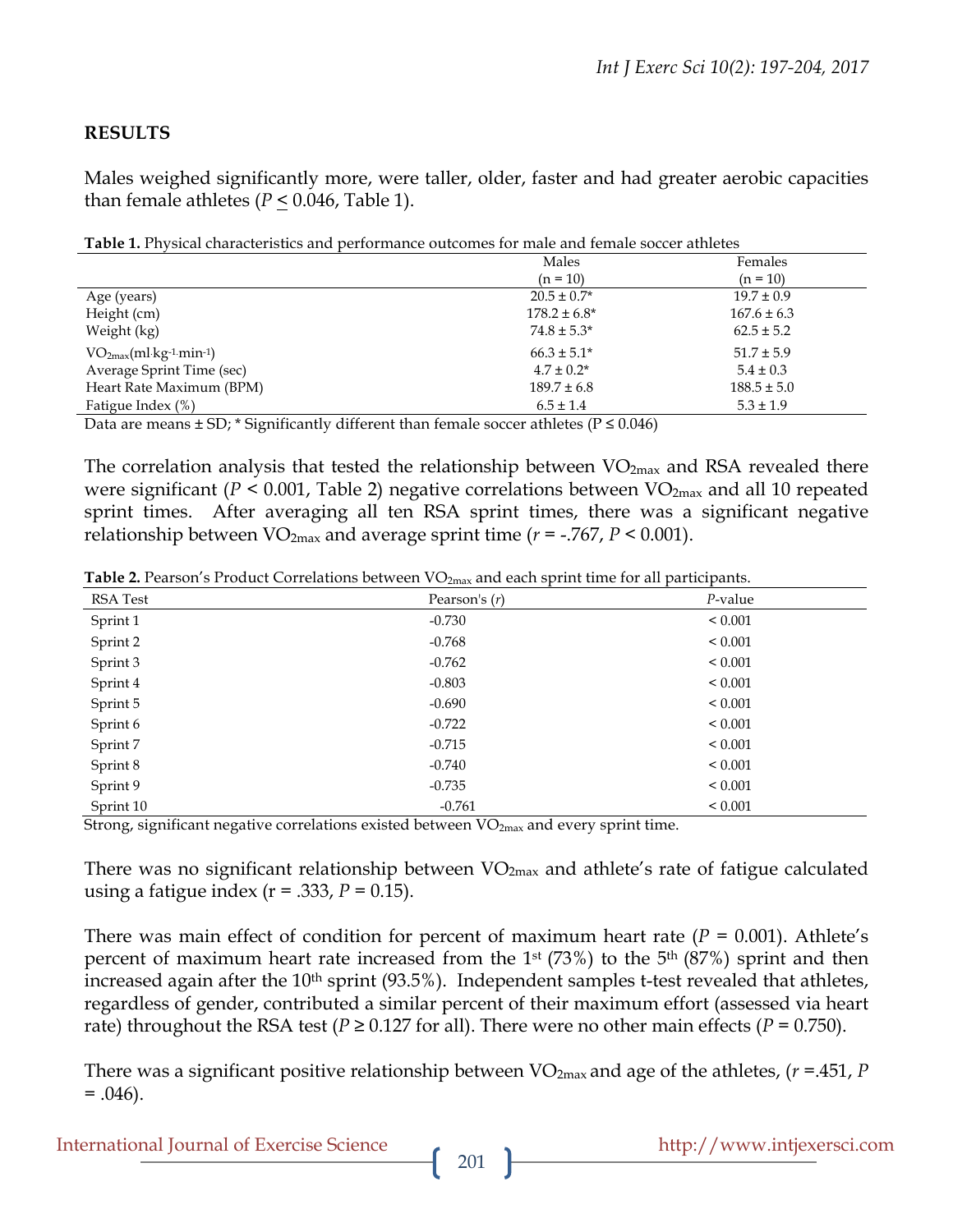## RESULTS

Males weighed significantly more, were taller, older, faster and had greater aerobic capacities than female athletes ($P \leq 0.046$, Table 1).

**Table 1.** Physical characteristics and performance outcomes for male and female soccer athletes

| | Males (n = 10) | Females (n = 10) |
|---|---|---|
| Age (years) | 20.5 ± 0.7* | 19.7 ± 0.9 |
| Height (cm) | 178.2 ± 6.8* | 167.6 ± 6.3 |
| Weight (kg) | 74.8 ± 5.3* | 62.5 ± 5.2 |
| $VO_{2max}$ ($ml \cdot kg^{-1} \cdot min^{-1}$) | 66.3 ± 5.1* | 51.7 ± 5.9 |
| Average Sprint Time (sec) | 4.7 ± 0.2* | 5.4 ± 0.3 |
| Heart Rate Maximum (BPM) | 189.7 ± 6.8 | 188.5 ± 5.0 |
| Fatigue Index (%) | 6.5 ± 1.4 | 5.3 ± 1.9 |

Data are means ± SD; * Significantly different than female soccer athletes ($P \leq 0.046$)

The correlation analysis that tested the relationship between $VO_{2max}$ and RSA revealed there were significant ($P < 0.001$, Table 2) negative correlations between $VO_{2max}$ and all 10 repeated sprint times. After averaging all ten RSA sprint times, there was a significant negative relationship between $VO_{2max}$ and average sprint time ($r = -.767$, $P < 0.001$).

**Table 2.** Pearson's Product Correlations between $VO_{2max}$ and each sprint time for all participants.

| RSA Test | Pearson's ($r$) | $P$-value |
|---|---|---|
| Sprint 1 | -0.730 | < 0.001 |
| Sprint 2 | -0.768 | < 0.001 |
| Sprint 3 | -0.762 | < 0.001 |
| Sprint 4 | -0.803 | < 0.001 |
| Sprint 5 | -0.690 | < 0.001 |
| Sprint 6 | -0.722 | < 0.001 |
| Sprint 7 | -0.715 | < 0.001 |
| Sprint 8 | -0.740 | < 0.001 |
| Sprint 9 | -0.735 | < 0.001 |
| Sprint 10 | -0.761 | < 0.001 |

Strong, significant negative correlations existed between $VO_{2max}$ and every sprint time.

There was no significant relationship between $VO_{2max}$ and athlete's rate of fatigue calculated using a fatigue index ($r = .333$, $P = 0.15$).

There was main effect of condition for percent of maximum heart rate ($P = 0.001$). Athlete's percent of maximum heart rate increased from the 1st (73%) to the 5th (87%) sprint and then increased again after the 10th sprint (93.5%). Independent samples t-test revealed that athletes, regardless of gender, contributed a similar percent of their maximum effort (assessed via heart rate) throughout the RSA test ($P \geq 0.127$ for all). There were no other main effects ($P = 0.750$).

There was a significant positive relationship between $VO_{2max}$ and age of the athletes, ($r = .451$, $P = .046$).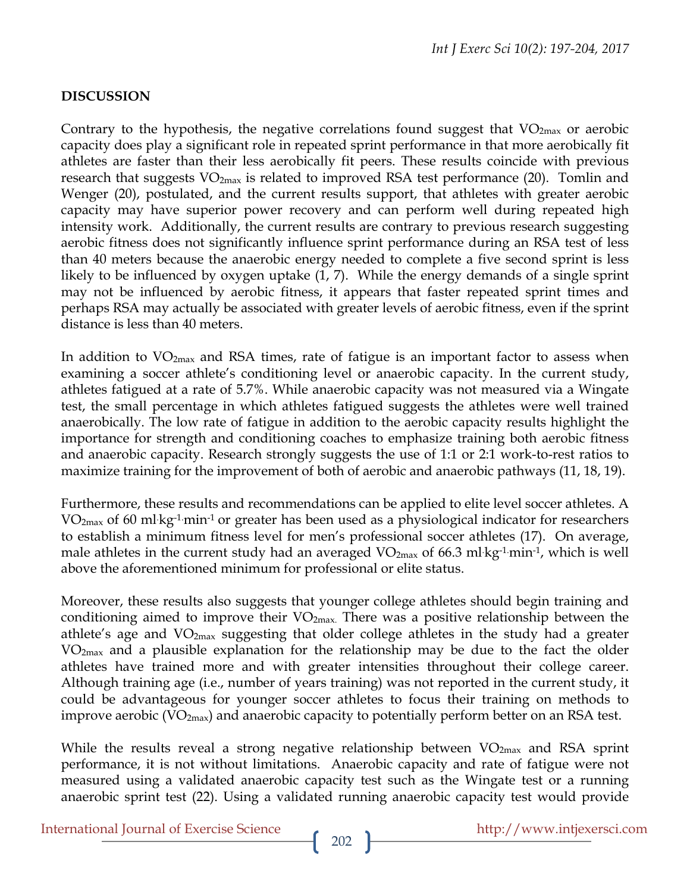## DISCUSSION

Contrary to the hypothesis, the negative correlations found suggest that $VO_{2max}$ or aerobic capacity does play a significant role in repeated sprint performance in that more aerobically fit athletes are faster than their less aerobically fit peers. These results coincide with previous research that suggests $VO_{2max}$ is related to improved RSA test performance (20). Tomlin and Wenger (20), postulated, and the current results support, that athletes with greater aerobic capacity may have superior power recovery and can perform well during repeated high intensity work. Additionally, the current results are contrary to previous research suggesting aerobic fitness does not significantly influence sprint performance during an RSA test of less than 40 meters because the anaerobic energy needed to complete a five second sprint is less likely to be influenced by oxygen uptake (1, 7). While the energy demands of a single sprint may not be influenced by aerobic fitness, it appears that faster repeated sprint times and perhaps RSA may actually be associated with greater levels of aerobic fitness, even if the sprint distance is less than 40 meters.

In addition to $VO_{2max}$ and RSA times, rate of fatigue is an important factor to assess when examining a soccer athlete's conditioning level or anaerobic capacity. In the current study, athletes fatigued at a rate of 5.7%. While anaerobic capacity was not measured via a Wingate test, the small percentage in which athletes fatigued suggests the athletes were well trained anaerobically. The low rate of fatigue in addition to the aerobic capacity results highlight the importance for strength and conditioning coaches to emphasize training both aerobic fitness and anaerobic capacity. Research strongly suggests the use of 1:1 or 2:1 work-to-rest ratios to maximize training for the improvement of both of aerobic and anaerobic pathways (11, 18, 19).

Furthermore, these results and recommendations can be applied to elite level soccer athletes. A $VO_{2max}$ of 60 $ml \cdot kg^{-1} \cdot min^{-1}$ or greater has been used as a physiological indicator for researchers to establish a minimum fitness level for men's professional soccer athletes (17). On average, male athletes in the current study had an averaged $VO_{2max}$ of 66.3 $ml \cdot kg^{-1} \cdot min^{-1}$, which is well above the aforementioned minimum for professional or elite status.

Moreover, these results also suggests that younger college athletes should begin training and conditioning aimed to improve their $VO_{2max}$. There was a positive relationship between the athlete's age and $VO_{2max}$ suggesting that older college athletes in the study had a greater $VO_{2max}$ and a plausible explanation for the relationship may be due to the fact the older athletes have trained more and with greater intensities throughout their college career. Although training age (i.e., number of years training) was not reported in the current study, it could be advantageous for younger soccer athletes to focus their training on methods to improve aerobic ($VO_{2max}$) and anaerobic capacity to potentially perform better on an RSA test.

While the results reveal a strong negative relationship between $VO_{2max}$ and RSA sprint performance, it is not without limitations. Anaerobic capacity and rate of fatigue were not measured using a validated anaerobic capacity test such as the Wingate test or a running anaerobic sprint test (22). Using a validated running anaerobic capacity test would provide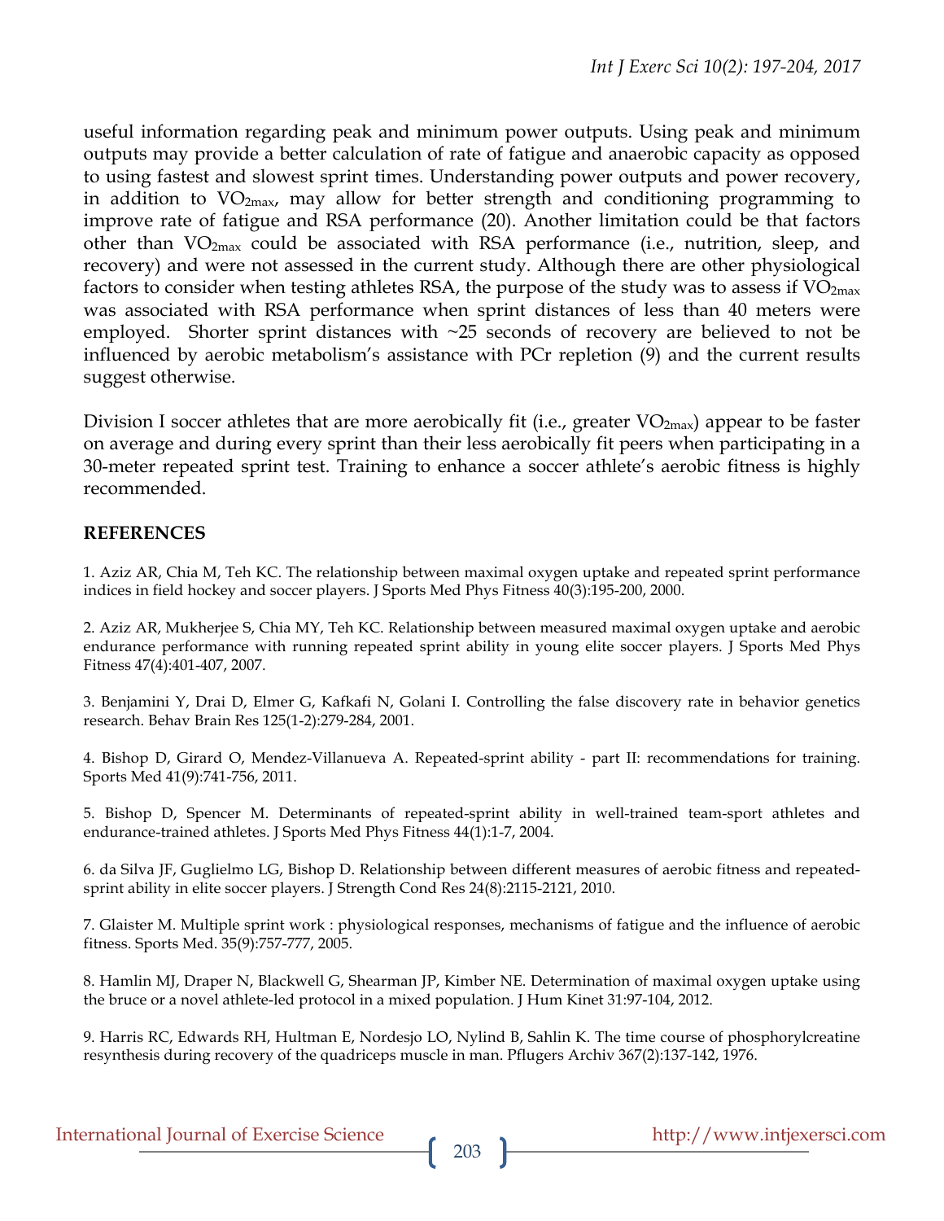useful information regarding peak and minimum power outputs. Using peak and minimum outputs may provide a better calculation of rate of fatigue and anaerobic capacity as opposed to using fastest and slowest sprint times. Understanding power outputs and power recovery, in addition to $VO_{2max}$, may allow for better strength and conditioning programming to improve rate of fatigue and RSA performance (20). Another limitation could be that factors other than $VO_{2max}$ could be associated with RSA performance (i.e., nutrition, sleep, and recovery) and were not assessed in the current study. Although there are other physiological factors to consider when testing athletes RSA, the purpose of the study was to assess if $VO_{2max}$ was associated with RSA performance when sprint distances of less than 40 meters were employed. Shorter sprint distances with ~25 seconds of recovery are believed to not be influenced by aerobic metabolism's assistance with PCr repletion (9) and the current results suggest otherwise.

Division I soccer athletes that are more aerobically fit (i.e., greater $VO_{2max}$) appear to be faster on average and during every sprint than their less aerobically fit peers when participating in a 30-meter repeated sprint test. Training to enhance a soccer athlete's aerobic fitness is highly recommended.

## REFERENCES

1. Aziz AR, Chia M, Teh KC. The relationship between maximal oxygen uptake and repeated sprint performance indices in field hockey and soccer players. J Sports Med Phys Fitness 40(3):195-200, 2000.

2. Aziz AR, Mukherjee S, Chia MY, Teh KC. Relationship between measured maximal oxygen uptake and aerobic endurance performance with running repeated sprint ability in young elite soccer players. J Sports Med Phys Fitness 47(4):401-407, 2007.

3. Benjamini Y, Drai D, Elmer G, Kafkafi N, Golani I. Controlling the false discovery rate in behavior genetics research. Behav Brain Res 125(1-2):279-284, 2001.

4. Bishop D, Girard O, Mendez-Villanueva A. Repeated-sprint ability - part II: recommendations for training. Sports Med 41(9):741-756, 2011.

5. Bishop D, Spencer M. Determinants of repeated-sprint ability in well-trained team-sport athletes and endurance-trained athletes. J Sports Med Phys Fitness 44(1):1-7, 2004.

6. da Silva JF, Guglielmo LG, Bishop D. Relationship between different measures of aerobic fitness and repeated-sprint ability in elite soccer players. J Strength Cond Res 24(8):2115-2121, 2010.

7. Glaister M. Multiple sprint work : physiological responses, mechanisms of fatigue and the influence of aerobic fitness. Sports Med. 35(9):757-777, 2005.

8. Hamlin MJ, Draper N, Blackwell G, Shearman JP, Kimber NE. Determination of maximal oxygen uptake using the bruce or a novel athlete-led protocol in a mixed population. J Hum Kinet 31:97-104, 2012.

9. Harris RC, Edwards RH, Hultman E, Nordesjo LO, Nylind B, Sahlin K. The time course of phosphorylcreatine resynthesis during recovery of the quadriceps muscle in man. Pflugers Archiv 367(2):137-142, 1976.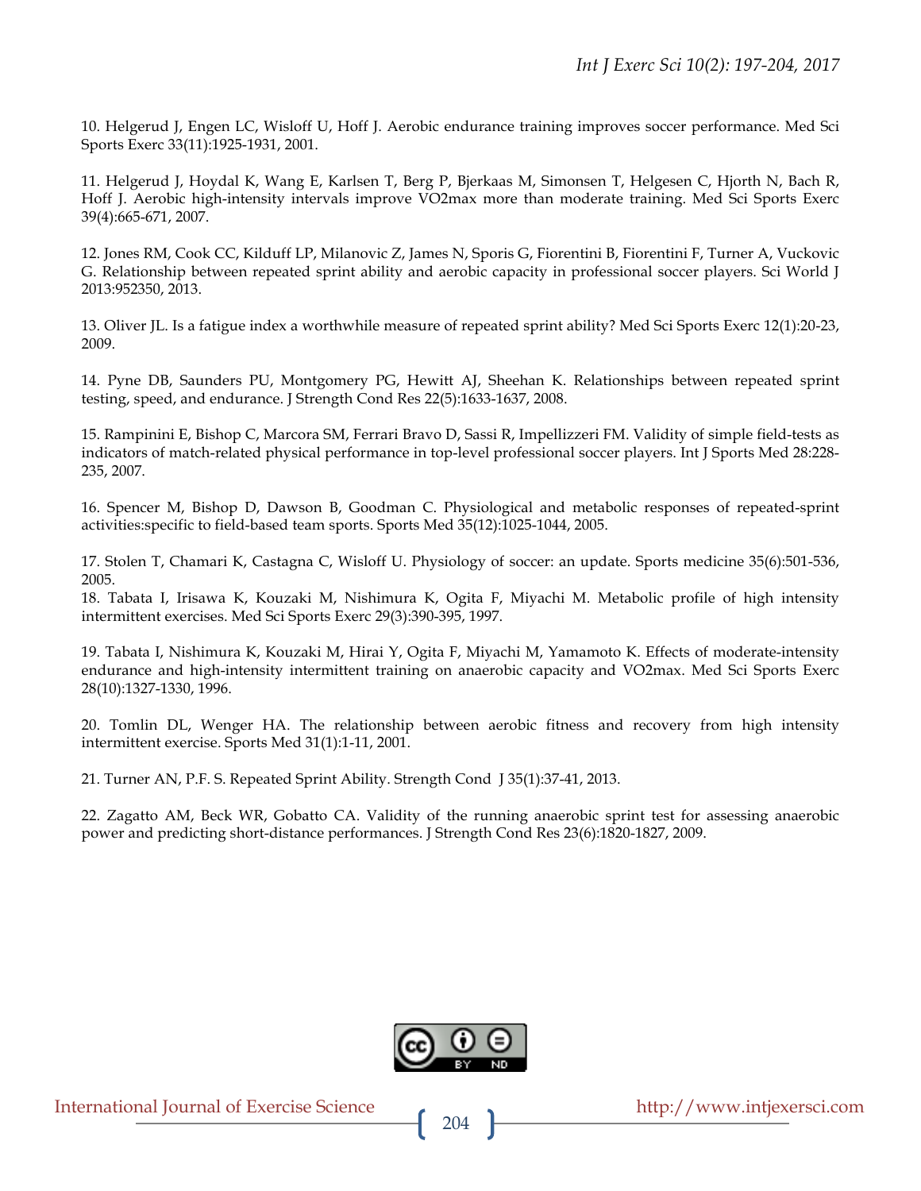10. Helgerud J, Engen LC, Wisloff U, Hoff J. Aerobic endurance training improves soccer performance. Med Sci Sports Exerc 33(11):1925-1931, 2001.

11. Helgerud J, Hoydal K, Wang E, Karlsen T, Berg P, Bjerkaas M, Simonsen T, Helgesen C, Hjorth N, Bach R, Hoff J. Aerobic high-intensity intervals improve VO2max more than moderate training. Med Sci Sports Exerc 39(4):665-671, 2007.

12. Jones RM, Cook CC, Kilduff LP, Milanovic Z, James N, Sporis G, Fiorentini B, Fiorentini F, Turner A, Vuckovic G. Relationship between repeated sprint ability and aerobic capacity in professional soccer players. Sci World J 2013:952350, 2013.

13. Oliver JL. Is a fatigue index a worthwhile measure of repeated sprint ability? Med Sci Sports Exerc 12(1):20-23, 2009.

14. Pyne DB, Saunders PU, Montgomery PG, Hewitt AJ, Sheehan K. Relationships between repeated sprint testing, speed, and endurance. J Strength Cond Res 22(5):1633-1637, 2008.

15. Rampinini E, Bishop C, Marcora SM, Ferrari Bravo D, Sassi R, Impellizzeri FM. Validity of simple field-tests as indicators of match-related physical performance in top-level professional soccer players. Int J Sports Med 28:228-235, 2007.

16. Spencer M, Bishop D, Dawson B, Goodman C. Physiological and metabolic responses of repeated-sprint activities:specific to field-based team sports. Sports Med 35(12):1025-1044, 2005.

17. Stolen T, Chamari K, Castagna C, Wisloff U. Physiology of soccer: an update. Sports medicine 35(6):501-536, 2005.

18. Tabata I, Irisawa K, Kouzaki M, Nishimura K, Ogita F, Miyachi M. Metabolic profile of high intensity intermittent exercises. Med Sci Sports Exerc 29(3):390-395, 1997.

19. Tabata I, Nishimura K, Kouzaki M, Hirai Y, Ogita F, Miyachi M, Yamamoto K. Effects of moderate-intensity endurance and high-intensity intermittent training on anaerobic capacity and VO2max. Med Sci Sports Exerc 28(10):1327-1330, 1996.

20. Tomlin DL, Wenger HA. The relationship between aerobic fitness and recovery from high intensity intermittent exercise. Sports Med 31(1):1-11, 2001.

21. Turner AN, P.F. S. Repeated Sprint Ability. Strength Cond J 35(1):37-41, 2013.

22. Zagatto AM, Beck WR, Gobatto CA. Validity of the running anaerobic sprint test for assessing anaerobic power and predicting short-distance performances. J Strength Cond Res 23(6):1820-1827, 2009.